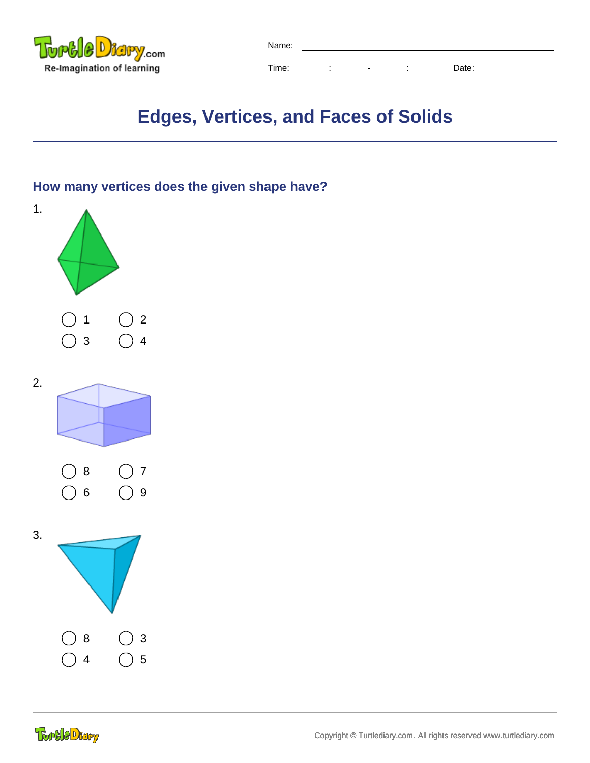Name: ________________________________

Time: ______ : ______ - ______ : ______ Date: ______________

# Edges, Vertices, and Faces of Solids

## How many vertices does the given shape have?

1.

◯ 1 ◯ 2

◯ 3 ◯ 4

2.

◯ 8 ◯ 7

◯ 6 ◯ 9

3.

◯ 8 ◯ 3

◯ 4 ◯ 5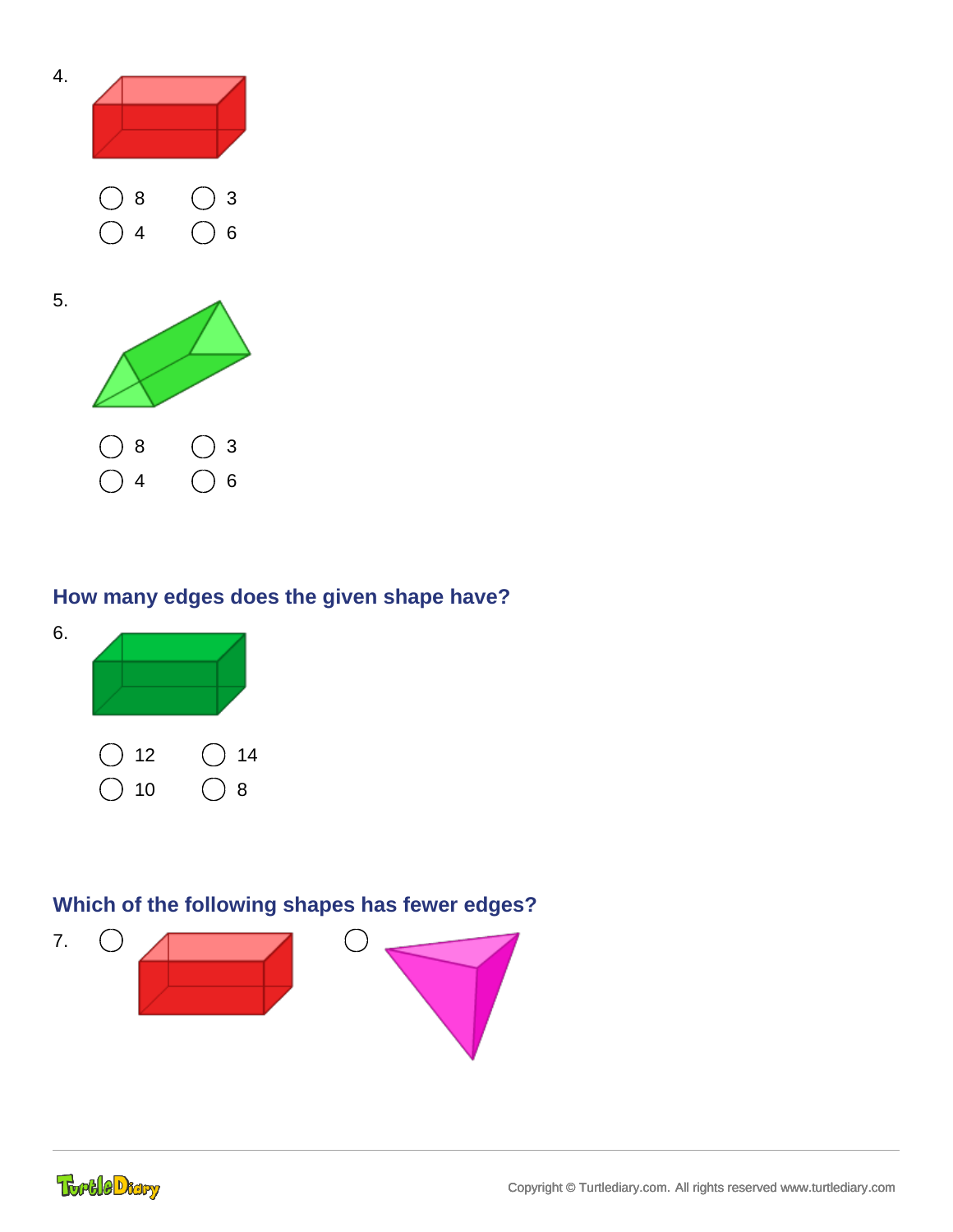4.

○ 8 ○ 3

○ 4 ○ 6

5.

○ 8 ○ 3

○ 4 ○ 6

### How many edges does the given shape have?

6.

○ 12 ○ 14

○ 10 ○ 8

### Which of the following shapes has fewer edges?

7. ○ ○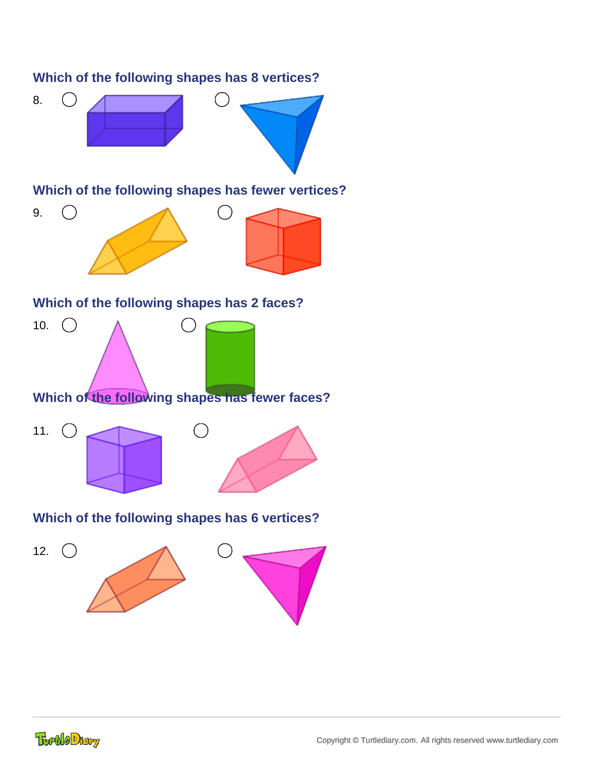**Which of the following shapes has 8 vertices?**

8. ◯ ◯

**Which of the following shapes has fewer vertices?**

9. ◯ ◯

**Which of the following shapes has 2 faces?**

10. ◯ ◯

**Which of the following shapes has fewer faces?**

11. ◯ ◯

**Which of the following shapes has 6 vertices?**

12. ◯ ◯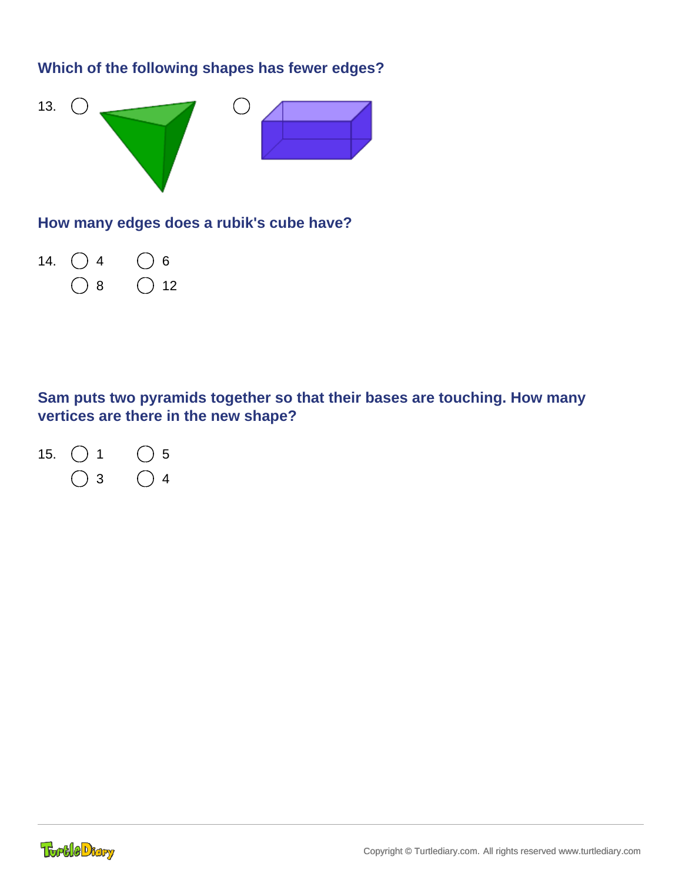**Which of the following shapes has fewer edges?**

13. ◯ ◯

**How many edges does a rubik's cube have?**

14. ◯ 4 ◯ 6
 ◯ 8 ◯ 12

**Sam puts two pyramids together so that their bases are touching. How many vertices are there in the new shape?**

15. ◯ 1 ◯ 5
 ◯ 3 ◯ 4